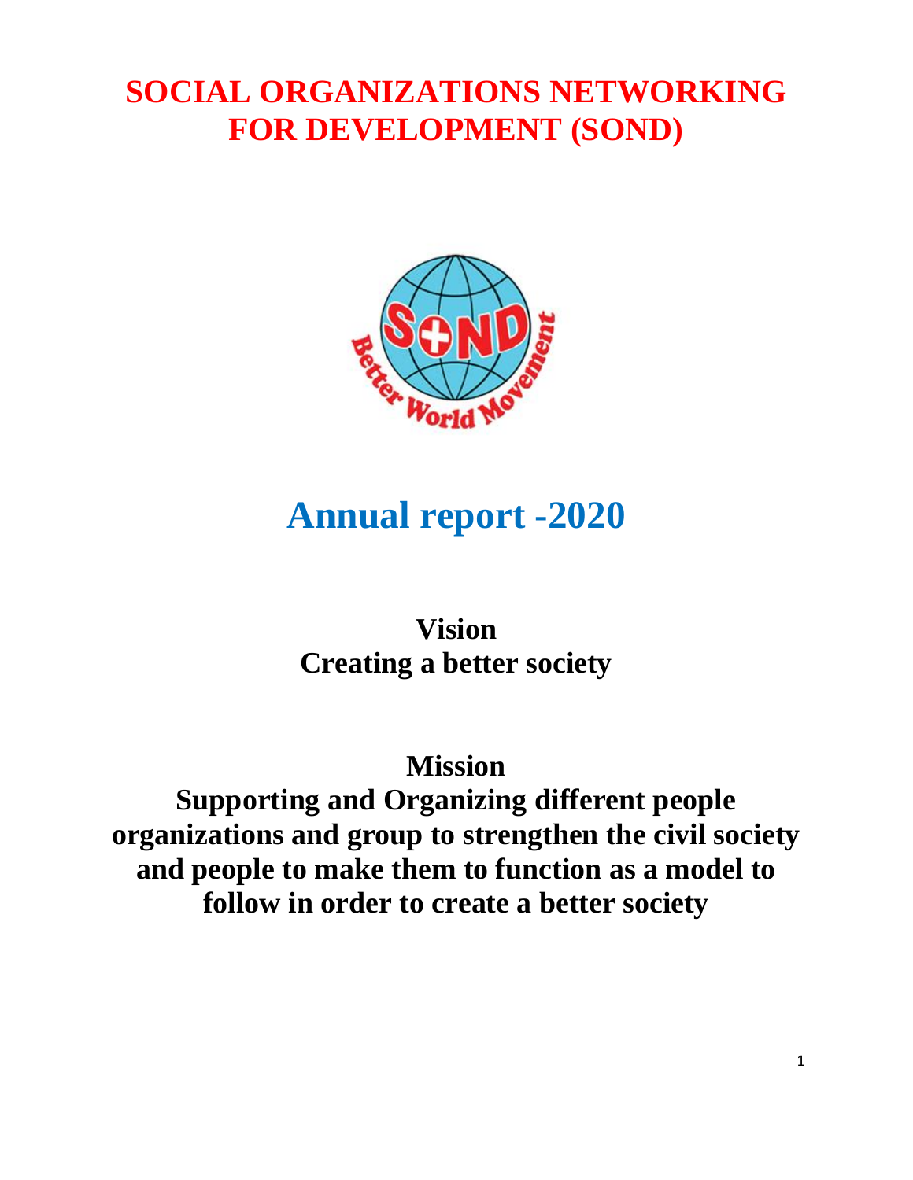# SOCIAL ORGANIZATIONS NETWORKING FOR DEVELOPMENT (SOND)

# Annual report -2020

## Vision

**Creating a better society**

## Mission

**Supporting and Organizing different people organizations and group to strengthen the civil society and people to make them to function as a model to follow in order to create a better society**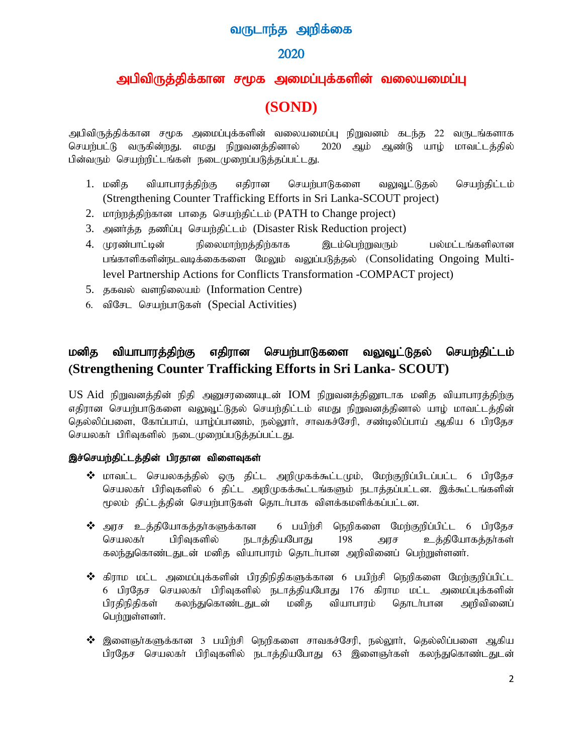# வருடாந்த அறிக்கை

# 2020

# அபிவிருத்திக்கான சமூக அமைப்புக்களின் வலையமைப்பு

# (SOND)

அபிவிருத்திக்கான சமூக அமைப்புக்களின் வலையமைப்பு நிறுவனம் கடந்த 22 வருடங்களாக செயற்பட்டு வருகின்றது. எமது நிறுவனத்தினால் 2020 ஆம் ஆண்டு யாழ் மாவட்டத்தில் பின்வரும் செயற்றிட்டங்கள் நடைமுறைப்படுத்தப்பட்டது.

1. மனித வியாபாரத்திற்கு எதிரான செயற்பாடுகளை வலுவூட்டுதல் செயற்திட்டம் (Strengthening Counter Trafficking Efforts in Sri Lanka-SCOUT project)
2. மாற்றத்திற்கான பாதை செயற்திட்டம் (PATH to Change project)
3. அனர்த்த தணிப்பு செயற்திட்டம் (Disaster Risk Reduction project)
4. முரண்பாட்டின் நிலைமாற்றத்திற்காக இடம்பெற்றுவரும் பல்மட்டங்களிலான பங்காளிகளின்நடவடிக்கைகளை மேலும் வலுப்படுத்தல் (Consolidating Ongoing Multi-level Partnership Actions for Conflicts Transformation -COMPACT project)
5. தகவல் வளநிலையம் (Information Centre)
6. விசேட செயற்பாடுகள் (Special Activities)

## மனித வியாபாரத்திற்கு எதிரான செயற்பாடுகளை வலுவூட்டுதல் செயற்திட்டம் (Strengthening Counter Trafficking Efforts in Sri Lanka- SCOUT)

US Aid நிறுவனத்தின் நிதி அனுசரணையுடன் IOM நிறுவனத்தினூடாக மனித வியாபாரத்திற்கு எதிரான செயற்பாடுகளை வலுவூட்டுதல் செயற்திட்டம் எமது நிறுவனத்தினால் யாழ் மாவட்டத்தின் தெல்லிப்பளை, கோப்பாய், யாழ்ப்பாணம், நல்லூர், சாவகச்சேரி, சண்டிலிப்பாய் ஆகிய 6 பிரதேச செயலகர் பிரிவுகளில் நடைமுறைப்படுத்தப்பட்டது.

**இச்செயற்திட்டத்தின் பிரதான விளைவுகள்**

- ❖ மாவட்ட செயலகத்தில் ஒரு திட்ட அறிமுகக்கூட்டமும், மேற்குறிப்பிடப்பட்ட 6 பிரதேச செயலகர் பிரிவுகளில் 6 திட்ட அறிமுகக்கூட்டங்களும் நடாத்தப்பட்டன. இக்கூட்டங்களின் மூலம் திட்டத்தின் செயற்பாடுகள் தொடர்பாக விளக்கமளிக்கப்பட்டன.

- ❖ அரச உத்தியோகத்தர்களுக்கான 6 பயிற்சி நெறிகளை மேற்குறிப்பிட்ட 6 பிரதேச செயலகர் பிரிவுகளில் நடாத்தியபோது 198 அரச உத்தியோகத்தர்கள் கலந்துகொண்டதுடன் மனித வியாபாரம் தொடர்பான அறிவினைப் பெற்றுள்ளனர்.

- ❖ கிராம மட்ட அமைப்புக்களின் பிரதிநிதிகளுக்கான 6 பயிற்சி நெறிகளை மேற்குறிப்பிட்ட 6 பிரதேச செயலகர் பிரிவுகளில் நடாத்தியபோது 176 கிராம மட்ட அமைப்புக்களின் பிரதிநிதிகள் கலந்துகொண்டதுடன் மனித வியாபாரம் தொடர்பான அறிவினைப் பெற்றுள்ளனர்.

- ❖ இளைஞர்களுக்கான 3 பயிற்சி நெறிகளை சாவகச்சேரி, நல்லூர், தெல்லிப்பளை ஆகிய பிரதேச செயலகர் பிரிவுகளில் நடாத்தியபோது 63 இளைஞர்கள் கலந்துகொண்டதுடன்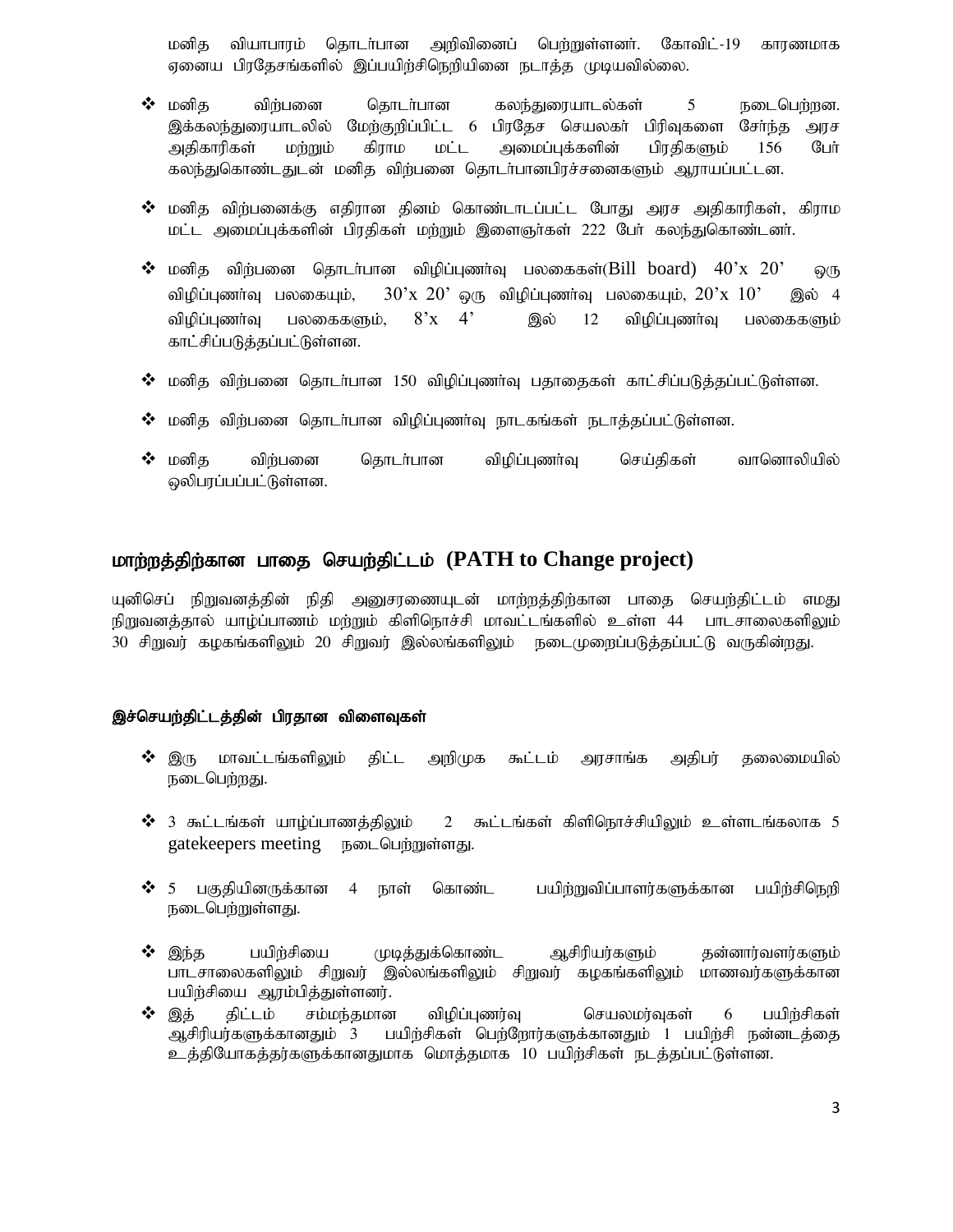மனித வியாபாரம் தொடர்பான அறிவினைப் பெற்றுள்ளனர். கோவிட்-19 காரணமாக ஏனைய பிரதேசங்களில் இப்பயிற்சிநெறியினை நடாத்த முடியவில்லை.

- மனித விற்பனை தொடர்பான கலந்துரையாடல்கள் 5 நடைபெற்றன. இக்கலந்துரையாடலில் மேற்குறிப்பிட்ட 6 பிரதேச செயலகர் பிரிவுகளை சேர்ந்த அரச அதிகாரிகள் மற்றும் கிராம மட்ட அமைப்புக்களின் பிரதிகளும் 156 பேர் கலந்துகொண்டதுடன் மனித விற்பனை தொடர்பானபிரச்சனைகளும் ஆராயப்பட்டன.

- மனித விற்பனைக்கு எதிரான தினம் கொண்டாடப்பட்ட போது அரச அதிகாரிகள், கிராம மட்ட அமைப்புக்களின் பிரதிகள் மற்றும் இளைஞர்கள் 222 பேர் கலந்துகொண்டனர்.

- மனித விற்பனை தொடர்பான விழிப்புணர்வு பலகைகள்(Bill board) 40'x 20' ஒரு விழிப்புணர்வு பலகையும், 30'x 20' ஒரு விழிப்புணர்வு பலகையும், 20'x 10' இல் 4 விழிப்புணர்வு பலகைகளும், 8'x 4' இல் 12 விழிப்புணர்வு பலகைகளும் காட்சிப்படுத்தப்பட்டுள்ளன.

- மனித விற்பனை தொடர்பான 150 விழிப்புணர்வு பதாதைகள் காட்சிப்படுத்தப்பட்டுள்ளன.

- மனித விற்பனை தொடர்பான விழிப்புணர்வு நாடகங்கள் நடாத்தப்பட்டுள்ளன.

- மனித விற்பனை தொடர்பான விழிப்புணர்வு செய்திகள் வானொலியில் ஒலிபரப்பப்பட்டுள்ளன.

## மாற்றத்திற்கான பாதை செயற்திட்டம் (PATH to Change project)

யுனிசெப் நிறுவனத்தின் நிதி அனுசரணையுடன் மாற்றத்திற்கான பாதை செயற்திட்டம் எமது நிறுவனத்தால் யாழ்ப்பாணம் மற்றும் கிளிநொச்சி மாவட்டங்களில் உள்ள 44 பாடசாலைகளிலும் 30 சிறுவர் கழகங்களிலும் 20 சிறுவர் இல்லங்களிலும் நடைமுறைப்படுத்தப்பட்டு வருகின்றது.

### இச்செயற்திட்டத்தின் பிரதான விளைவுகள்

- இரு மாவட்டங்களிலும் திட்ட அறிமுக கூட்டம் அரசாங்க அதிபர் தலைமையில் நடைபெற்றது.

- 3 கூட்டங்கள் யாழ்ப்பாணத்திலும் 2 கூட்டங்கள் கிளிநொச்சியிலும் உள்ளடங்கலாக 5 gatekeepers meeting நடைபெற்றுள்ளது.

- 5 பகுதியினருக்கான 4 நாள் கொண்ட பயிற்றுவிப்பாளர்களுக்கான பயிற்சிநெறி நடைபெற்றுள்ளது.

- இந்த பயிற்சியை முடித்துக்கொண்ட ஆசிரியர்களும் தன்னார்வளர்களும் பாடசாலைகளிலும் சிறுவர் இல்லங்களிலும் சிறுவர் கழகங்களிலும் மாணவர்களுக்கான பயிற்சியை ஆரம்பித்துள்ளனர்.
- இத் திட்டம் சம்மந்தமான விழிப்புணர்வு செயலமர்வுகள் 6 பயிற்சிகள் ஆசிரியர்களுக்கானதும் 3 பயிற்சிகள் பெற்றோர்களுக்கானதும் 1 பயிற்சி நன்னடத்தை உத்தியோகத்தர்களுக்கானதுமாக மொத்தமாக 10 பயிற்சிகள் நடத்தப்பட்டுள்ளன.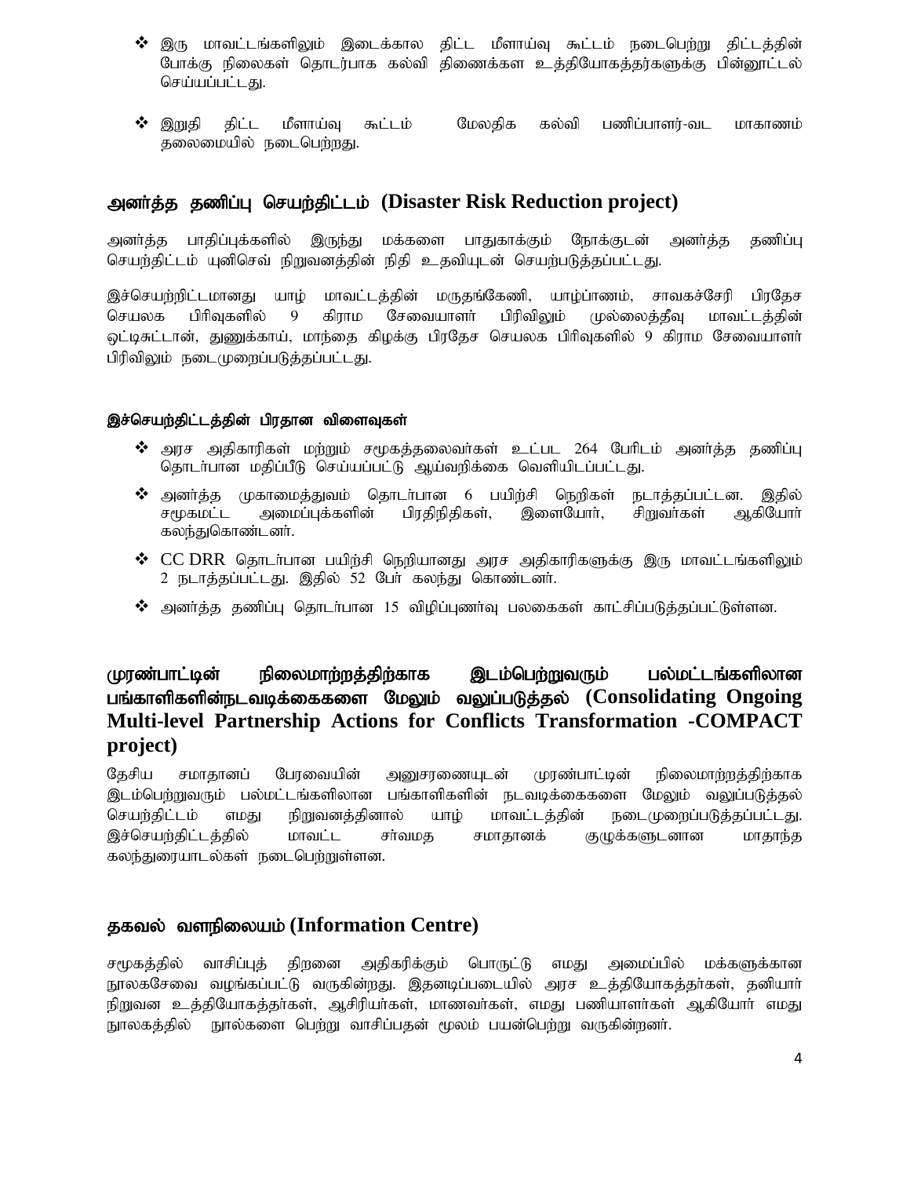- ❖ இரு மாவட்டங்களிலும் இடைக்கால திட்ட மீளாய்வு கூட்டம் நடைபெற்று திட்டத்தின் போக்கு நிலைகள் தொடர்பாக கல்வி திணைக்கள உத்தியோகத்தர்களுக்கு பின்னூட்டல் செய்யப்பட்டது.
- ❖ இறுதி திட்ட மீளாய்வு கூட்டம் மேலதிக கல்வி பணிப்பாளர்-வட மாகாணம் தலைமையில் நடைபெற்றது.

## அனர்த்த தணிப்பு செயற்திட்டம் (Disaster Risk Reduction project)

அனர்த்த பாதிப்புக்களில் இருந்து மக்களை பாதுகாக்கும் நோக்குடன் அனர்த்த தணிப்பு செயற்திட்டம் யுனிசெவ் நிறுவனத்தின் நிதி உதவியுடன் செயற்படுத்தப்பட்டது.

இச்செயற்றிட்டமானது யாழ் மாவட்டத்தின் மருதங்கேணி, யாழ்ப்பாணம், சாவகச்சேரி பிரதேச செயலக பிரிவுகளில் 9 கிராம சேவையாளர் பிரிவிலும் முல்லைத்தீவு மாவட்டத்தின் ஒட்டிசுட்டான், துணுக்காய், மாந்தை கிழக்கு பிரதேச செயலக பிரிவுகளில் 9 கிராம சேவையாளர் பிரிவிலும் நடைமுறைப்படுத்தப்பட்டது.

#### இச்செயற்திட்டத்தின் பிரதான விளைவுகள்

- ❖ அரச அதிகாரிகள் மற்றும் சமூகத்தலைவர்கள் உட்பட 264 பேரிடம் அனர்த்த தணிப்பு தொடர்பான மதிப்பீடு செய்யப்பட்டு ஆய்வறிக்கை வெளியிடப்பட்டது.
- ❖ அனர்த்த முகாமைத்துவம் தொடர்பான 6 பயிற்சி நெறிகள் நடாத்தப்பட்டன. இதில் சமூகமட்ட அமைப்புக்களின் பிரதிநிதிகள், இளையோர், சிறுவர்கள் ஆகியோர் கலந்துகொண்டனர்.
- ❖ CC DRR தொடர்பான பயிற்சி நெறியானது அரச அதிகாரிகளுக்கு இரு மாவட்டங்களிலும் 2 நடாத்தப்பட்டது. இதில் 52 பேர் கலந்து கொண்டனர்.
- ❖ அனர்த்த தணிப்பு தொடர்பான 15 விழிப்புணர்வு பலகைகள் காட்சிப்படுத்தப்பட்டுள்ளன.

## முரண்பாட்டின் நிலைமாற்றத்திற்காக இடம்பெற்றுவரும் பல்மட்டங்களிலான பங்காளிகளின்நடவடிக்கைகளை மேலும் வலுப்படுத்தல் (Consolidating Ongoing Multi-level Partnership Actions for Conflicts Transformation -COMPACT project)

தேசிய சமாதானப் பேரவையின் அனுசரணையுடன் முரண்பாட்டின் நிலைமாற்றத்திற்காக இடம்பெற்றுவரும் பல்மட்டங்களிலான பங்காளிகளின் நடவடிக்கைகளை மேலும் வலுப்படுத்தல் செயற்திட்டம் எமது நிறுவனத்தினால் யாழ் மாவட்டத்தின் நடைமுறைப்படுத்தப்பட்டது. இச்செயற்திட்டத்தில் மாவட்ட சர்வமத சமாதானக் குழுக்களுடனான மாதாந்த கலந்துரையாடல்கள் நடைபெற்றுள்ளன.

## தகவல் வளநிலையம் (Information Centre)

சமூகத்தில் வாசிப்புத் திறனை அதிகரிக்கும் பொருட்டு எமது அமைப்பில் மக்களுக்கான நூலகசேவை வழங்கப்பட்டு வருகின்றது. இதனடிப்படையில் அரச உத்தியோகத்தர்கள், தனியார் நிறுவன உத்தியோகத்தர்கள், ஆசிரியர்கள், மாணவர்கள், எமது பணியாளர்கள் ஆகியோர் எமது நூலகத்தில் நூல்களை பெற்று வாசிப்பதன் மூலம் பயன்பெற்று வருகின்றனர்.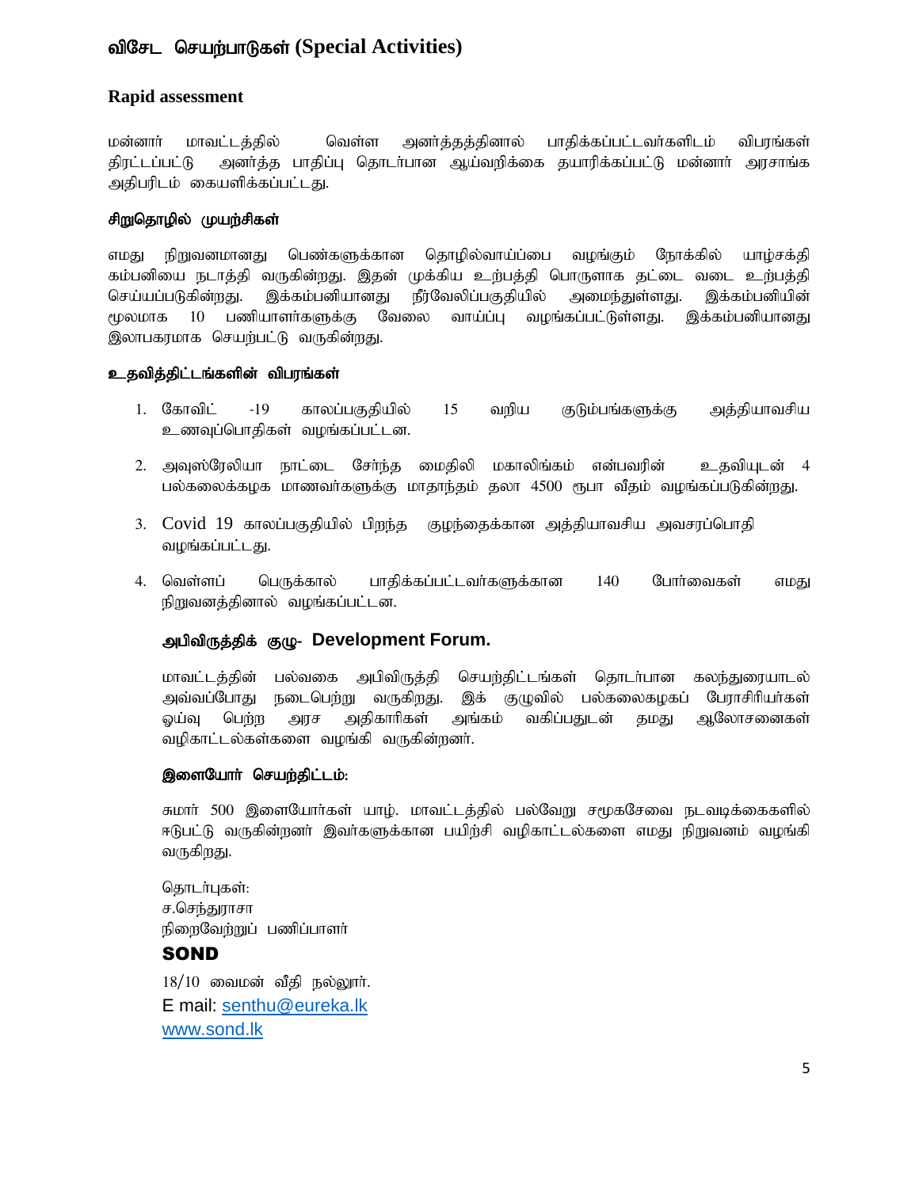## விசேட செயற்பாடுகள் (Special Activities)

### Rapid assessment

மன்னார் மாவட்டத்தில் வெள்ள அனர்த்தத்தினால் பாதிக்கப்பட்டவர்களிடம் விபரங்கள் திரட்டப்பட்டு அனர்த்த பாதிப்பு தொடர்பான ஆய்வறிக்கை தயாரிக்கப்பட்டு மன்னார் அரசாங்க அதிபரிடம் கையளிக்கப்பட்டது.

#### சிறுதொழில் முயற்சிகள்

எமது நிறுவனமானது பெண்களுக்கான தொழில்வாய்ப்பை வழங்கும் நோக்கில் யாழ்சக்தி கம்பனியை நடாத்தி வருகின்றது. இதன் முக்கிய உற்பத்தி பொருளாக தட்டை வடை உற்பத்தி செய்யப்படுகின்றது. இக்கம்பனியானது நீர்வேலிப்பகுதியில் அமைந்துள்ளது. இக்கம்பனியின் மூலமாக 10 பணியாளர்களுக்கு வேலை வாய்ப்பு வழங்கப்பட்டுள்ளது. இக்கம்பனியானது இலாபகரமாக செயற்பட்டு வருகின்றது.

#### உதவித்திட்டங்களின் விபரங்கள்

1. கோவிட் -19 காலப்பகுதியில் 15 வறிய குடும்பங்களுக்கு அத்தியாவசிய உணவுப்பொதிகள் வழங்கப்பட்டன.
2. அவுஸ்ரேலியா நாட்டை சேர்ந்த மைதிலி மகாலிங்கம் என்பவரின் உதவியுடன் 4 பல்கலைக்கழக மாணவர்களுக்கு மாதாந்தம் தலா 4500 ரூபா வீதம் வழங்கப்படுகின்றது.
3. Covid 19 காலப்பகுதியில் பிறந்த குழந்தைக்கான அத்தியாவசிய அவசரப்பொதி வழங்கப்பட்டது.
4. வெள்ளப் பெருக்கால் பாதிக்கப்பட்டவர்களுக்கான 140 போர்வைகள் எமது நிறுவனத்தினால் வழங்கப்பட்டன.

#### அபிவிருத்திக் குழு- Development Forum.

மாவட்டத்தின் பல்வகை அபிவிருத்தி செயற்திட்டங்கள் தொடர்பான கலந்துரையாடல் அவ்வப்போது நடைபெற்று வருகிறது. இக் குழுவில் பல்கலைகழகப் பேராசிரியர்கள் ஓய்வு பெற்ற அரச அதிகாரிகள் அங்கம் வகிப்பதுடன் தமது ஆலோசனைகள் வழிகாட்டல்கள்களை வழங்கி வருகின்றனர்.

#### இளையோர் செயற்திட்டம்:

சுமார் 500 இளையோர்கள் யாழ். மாவட்டத்தில் பல்வேறு சமூகசேவை நடவடிக்கைகளில் ஈடுபட்டு வருகின்றனர் இவர்களுக்கான பயிற்சி வழிகாட்டல்களை எமது நிறுவனம் வழங்கி வருகிறது.

தொடர்புகள்:
ச.செந்துராசா
நிறைவேற்றுப் பணிப்பாளர்

**SOND**

18/10 வைமன் வீதி நல்லூர்.
E mail: senthu@eureka.lk
www.sond.lk